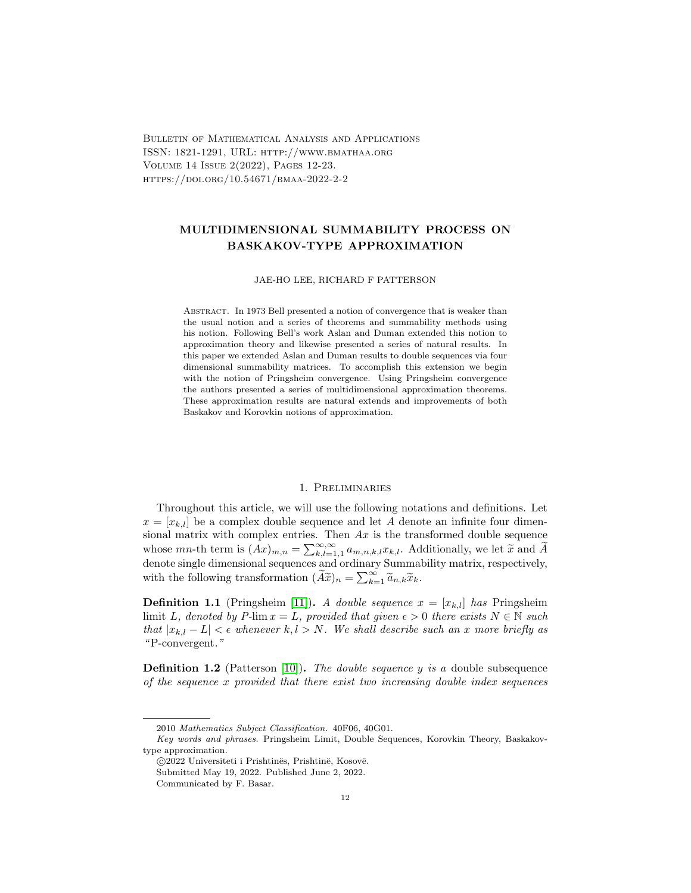Bulletin of Mathematical Analysis and Applications
ISSN: 1821-1291, URL: http://www.bmathaa.org
Volume 14 Issue 2(2022), Pages 12-23.
https://doi.org/10.54671/bmaa-2022-2-2

# MULTIDIMENSIONAL SUMMABILITY PROCESS ON BASKAKOV-TYPE APPROXIMATION

JAE-HO LEE, RICHARD F PATTERSON

Abstract. In 1973 Bell presented a notion of convergence that is weaker than the usual notion and a series of theorems and summability methods using his notion. Following Bell's work Aslan and Duman extended this notion to approximation theory and likewise presented a series of natural results. In this paper we extended Aslan and Duman results to double sequences via four dimensional summability matrices. To accomplish this extension we begin with the notion of Pringsheim convergence. Using Pringsheim convergence the authors presented a series of multidimensional approximation theorems. These approximation results are natural extends and improvements of both Baskakov and Korovkin notions of approximation.

## 1. Preliminaries

Throughout this article, we will use the following notations and definitions. Let $x = [x_{k,l}]$ be a complex double sequence and let $A$ denote an infinite four dimensional matrix with complex entries. Then $Ax$ is the transformed double sequence whose $mn$-th term is $(Ax)_{m,n} = \sum_{k,l=1,1}^{\infty,\infty} a_{m,n,k,l}x_{k,l}$. Additionally, we let $\widetilde{x}$ and $\widetilde{A}$ denote single dimensional sequences and ordinary Summability matrix, respectively, with the following transformation $(\widetilde{A}\widetilde{x})_n = \sum_{k=1}^{\infty} \widetilde{a}_{n,k}\widetilde{x}_k$.

**Definition 1.1** (Pringsheim [11]). *A double sequence $x = [x_{k,l}]$ has* Pringsheim limit *$L$, denoted by $P$-$\lim x = L$, provided that given $\epsilon > 0$ there exists $N \in \mathbb{N}$ such that $|x_{k,l} - L| < \epsilon$ whenever $k, l > N$. We shall describe such an $x$ more briefly as "P-convergent."*

**Definition 1.2** (Patterson [10]). *The double sequence $y$ is a* double subsequence *of the sequence $x$ provided that there exist two increasing double index sequences*

2010 *Mathematics Subject Classification.* 40F06, 40G01.

*Key words and phrases.* Pringsheim Limit, Double Sequences, Korovkin Theory, Baskakov-type approximation.

©2022 Universiteti i Prishtinës, Prishtinë, Kosovë.

Submitted May 19, 2022. Published June 2, 2022.

Communicated by F. Basar.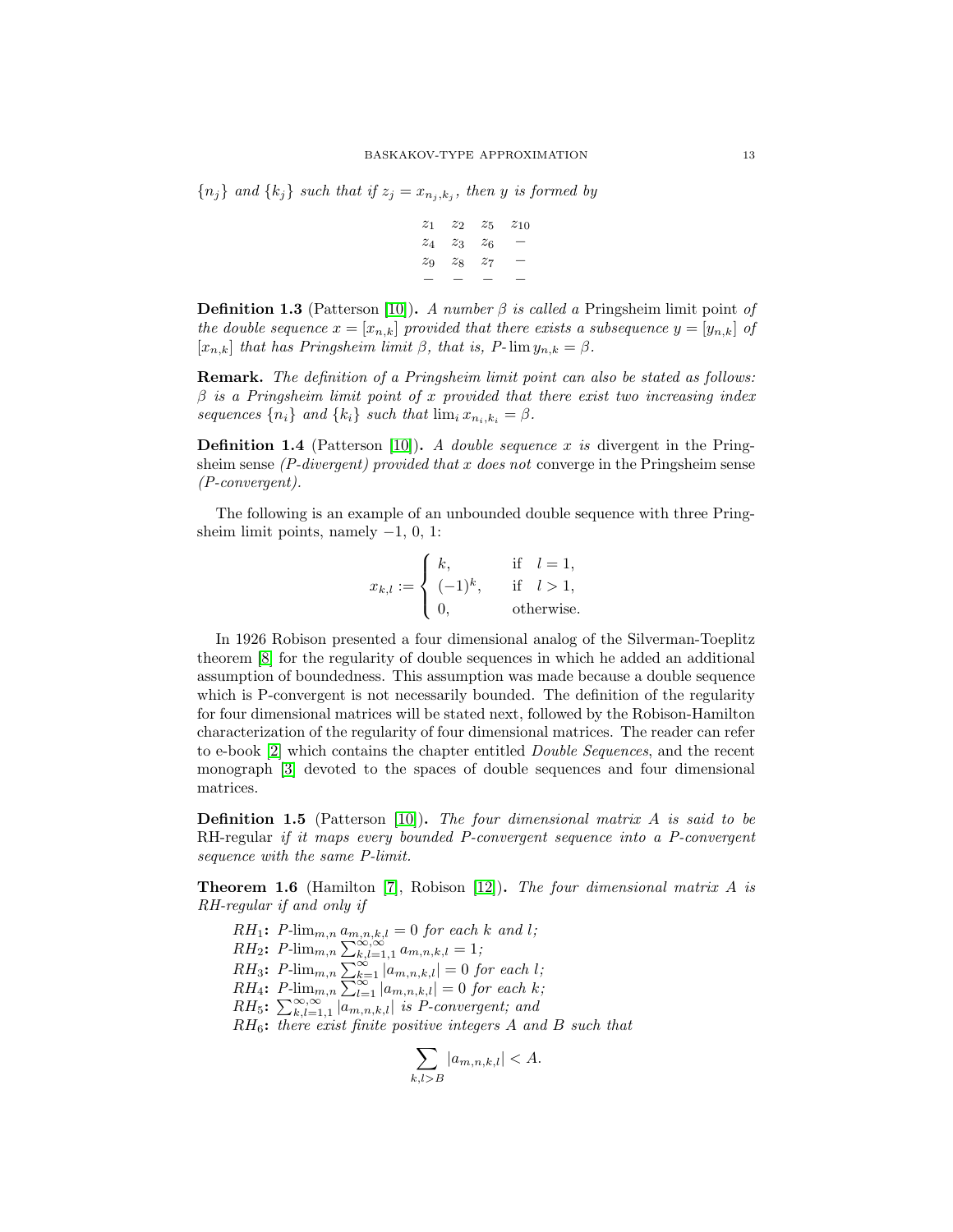$\{n_j\}$ and $\{k_j\}$ *such that if* $z_j = x_{n_j,k_j}$, *then* $y$ *is formed by*

$$\begin{array}{cccc} z_1 & z_2 & z_5 & z_{10} \\ z_4 & z_3 & z_6 & - \\ z_9 & z_8 & z_7 & - \\ - & - & - & - \end{array}$$

**Definition 1.3** (Patterson [10])**.** *A number* $\beta$ *is called a* Pringsheim limit point *of the double sequence* $x = [x_{n,k}]$ *provided that there exists a subsequence* $y = [y_{n,k}]$ *of* $[x_{n,k}]$ *that has Pringsheim limit* $\beta$, *that is,* $P\text{-}\lim y_{n,k} = \beta$.

**Remark.** *The definition of a Pringsheim limit point can also be stated as follows:* $\beta$ *is a Pringsheim limit point of* $x$ *provided that there exist two increasing index sequences* $\{n_i\}$ *and* $\{k_i\}$ *such that* $\lim_i x_{n_i,k_i} = \beta$.

**Definition 1.4** (Patterson [10])**.** *A double sequence* $x$ *is* divergent in the Pringsheim sense *(P-divergent) provided that* $x$ *does not* converge in the Pringsheim sense *(P-convergent).*

The following is an example of an unbounded double sequence with three Pringsheim limit points, namely $-1$, $0$, $1$:

$$x_{k,l} := \begin{cases} k, & \text{if} \quad l = 1, \\ (-1)^k, & \text{if} \quad l > 1, \\ 0, & \text{otherwise.} \end{cases}$$

In 1926 Robison presented a four dimensional analog of the Silverman-Toeplitz theorem [8] for the regularity of double sequences in which he added an additional assumption of boundedness. This assumption was made because a double sequence which is P-convergent is not necessarily bounded. The definition of the regularity for four dimensional matrices will be stated next, followed by the Robison-Hamilton characterization of the regularity of four dimensional matrices. The reader can refer to e-book [2] which contains the chapter entitled *Double Sequences*, and the recent monograph [3] devoted to the spaces of double sequences and four dimensional matrices.

**Definition 1.5** (Patterson [10])**.** *The four dimensional matrix* $A$ *is said to be* RH-regular *if it maps every bounded P-convergent sequence into a P-convergent sequence with the same P-limit.*

**Theorem 1.6** (Hamilton [7], Robison [12])**.** *The four dimensional matrix* $A$ *is RH-regular if and only if*

- $RH_1$**:** $P\text{-}\lim_{m,n} a_{m,n,k,l} = 0$ *for each* $k$ *and* $l$;
- $RH_2$**:** $P\text{-}\lim_{m,n} \sum_{k,l=1,1}^{\infty,\infty} a_{m,n,k,l} = 1$;
- $RH_3$**:** $P\text{-}\lim_{m,n} \sum_{k=1}^{\infty} |a_{m,n,k,l}| = 0$ *for each* $l$;
- $RH_4$**:** $P\text{-}\lim_{m,n} \sum_{l=1}^{\infty} |a_{m,n,k,l}| = 0$ *for each* $k$;
- $RH_5$**:** $\sum_{k,l=1,1}^{\infty,\infty} |a_{m,n,k,l}|$ *is P-convergent; and*
- $RH_6$**:** *there exist finite positive integers* $A$ *and* $B$ *such that*

$$\sum_{k,l>B} |a_{m,n,k,l}| < A.$$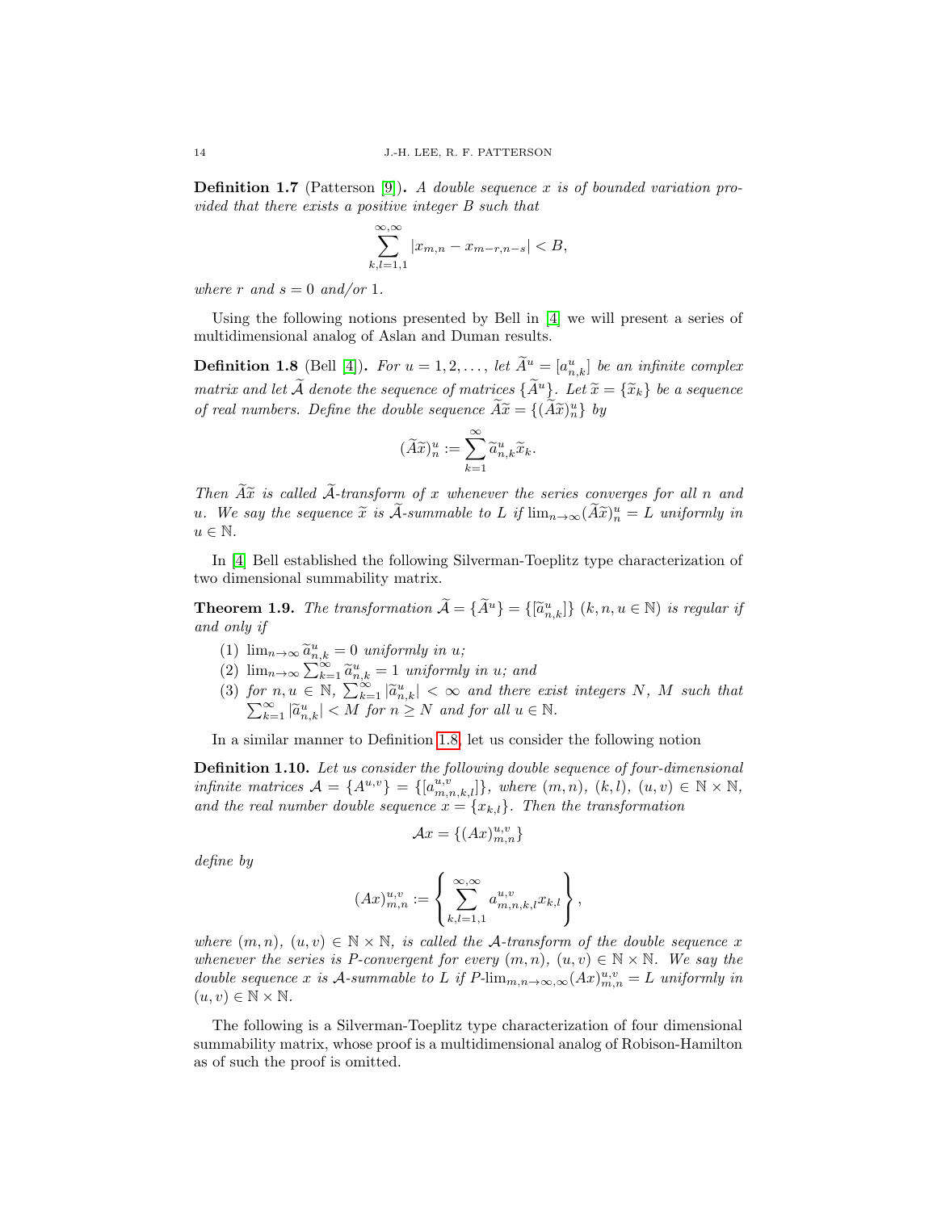**Definition 1.7** (Patterson [9]). *A double sequence $x$ is of bounded variation provided that there exists a positive integer $B$ such that*

$$\sum_{k,l=1,1}^{\infty,\infty} |x_{m,n} - x_{m-r,n-s}| < B,$$

*where $r$ and $s = 0$ and/or $1$.*

Using the following notions presented by Bell in [4] we will present a series of multidimensional analog of Aslan and Duman results.

**Definition 1.8** (Bell [4]). *For $u = 1, 2, \ldots$, let $\widetilde{A}^u = [a^u_{n,k}]$ be an infinite complex matrix and let $\widetilde{\mathcal{A}}$ denote the sequence of matrices $\{\widetilde{A}^u\}$. Let $\widetilde{x} = \{\widetilde{x}_k\}$ be a sequence of real numbers. Define the double sequence $\widetilde{A}\widetilde{x} = \{(\widetilde{A}\widetilde{x})^u_n\}$ by*

$$(\widetilde{A}\widetilde{x})^u_n := \sum_{k=1}^{\infty} \widetilde{a}^u_{n,k}\widetilde{x}_k.$$

*Then $\widetilde{A}\widetilde{x}$ is called $\widetilde{\mathcal{A}}$-transform of $x$ whenever the series converges for all $n$ and $u$. We say the sequence $\widetilde{x}$ is $\widetilde{\mathcal{A}}$-summable to $L$ if $\lim_{n\to\infty}(\widetilde{A}\widetilde{x})^u_n = L$ uniformly in $u \in \mathbb{N}$.*

In [4] Bell established the following Silverman-Toeplitz type characterization of two dimensional summability matrix.

**Theorem 1.9.** *The transformation $\widetilde{\mathcal{A}} = \{\widetilde{A}^u\} = \{[\widetilde{a}^u_{n,k}]\}$ $(k, n, u \in \mathbb{N})$ is regular if and only if*

1. *$\lim_{n\to\infty} \widetilde{a}^u_{n,k} = 0$ uniformly in $u$;*
2. *$\lim_{n\to\infty} \sum_{k=1}^{\infty} \widetilde{a}^u_{n,k} = 1$ uniformly in $u$; and*
3. *for $n, u \in \mathbb{N}$, $\sum_{k=1}^{\infty} |\widetilde{a}^u_{n,k}| < \infty$ and there exist integers $N$, $M$ such that $\sum_{k=1}^{\infty} |\widetilde{a}^u_{n,k}| < M$ for $n \geq N$ and for all $u \in \mathbb{N}$.*

In a similar manner to Definition 1.8, let us consider the following notion

**Definition 1.10.** *Let us consider the following double sequence of four-dimensional infinite matrices $\mathcal{A} = \{A^{u,v}\} = \{[a^{u,v}_{m,n,k,l}]\}$, where $(m, n)$, $(k, l)$, $(u, v) \in \mathbb{N} \times \mathbb{N}$, and the real number double sequence $x = \{x_{k,l}\}$. Then the transformation*

$$\mathcal{A}x = \{(Ax)^{u,v}_{m,n}\}$$

*define by*

$$(Ax)^{u,v}_{m,n} := \left\{ \sum_{k,l=1,1}^{\infty,\infty} a^{u,v}_{m,n,k,l}x_{k,l} \right\},$$

*where $(m, n)$, $(u, v) \in \mathbb{N} \times \mathbb{N}$, is called the $\mathcal{A}$-transform of the double sequence $x$ whenever the series is $P$-convergent for every $(m, n)$, $(u, v) \in \mathbb{N} \times \mathbb{N}$. We say the double sequence $x$ is $\mathcal{A}$-summable to $L$ if $P\text{-}\lim_{m,n\to\infty,\infty}(Ax)^{u,v}_{m,n} = L$ uniformly in $(u, v) \in \mathbb{N} \times \mathbb{N}$.*

The following is a Silverman-Toeplitz type characterization of four dimensional summability matrix, whose proof is a multidimensional analog of Robison-Hamilton as of such the proof is omitted.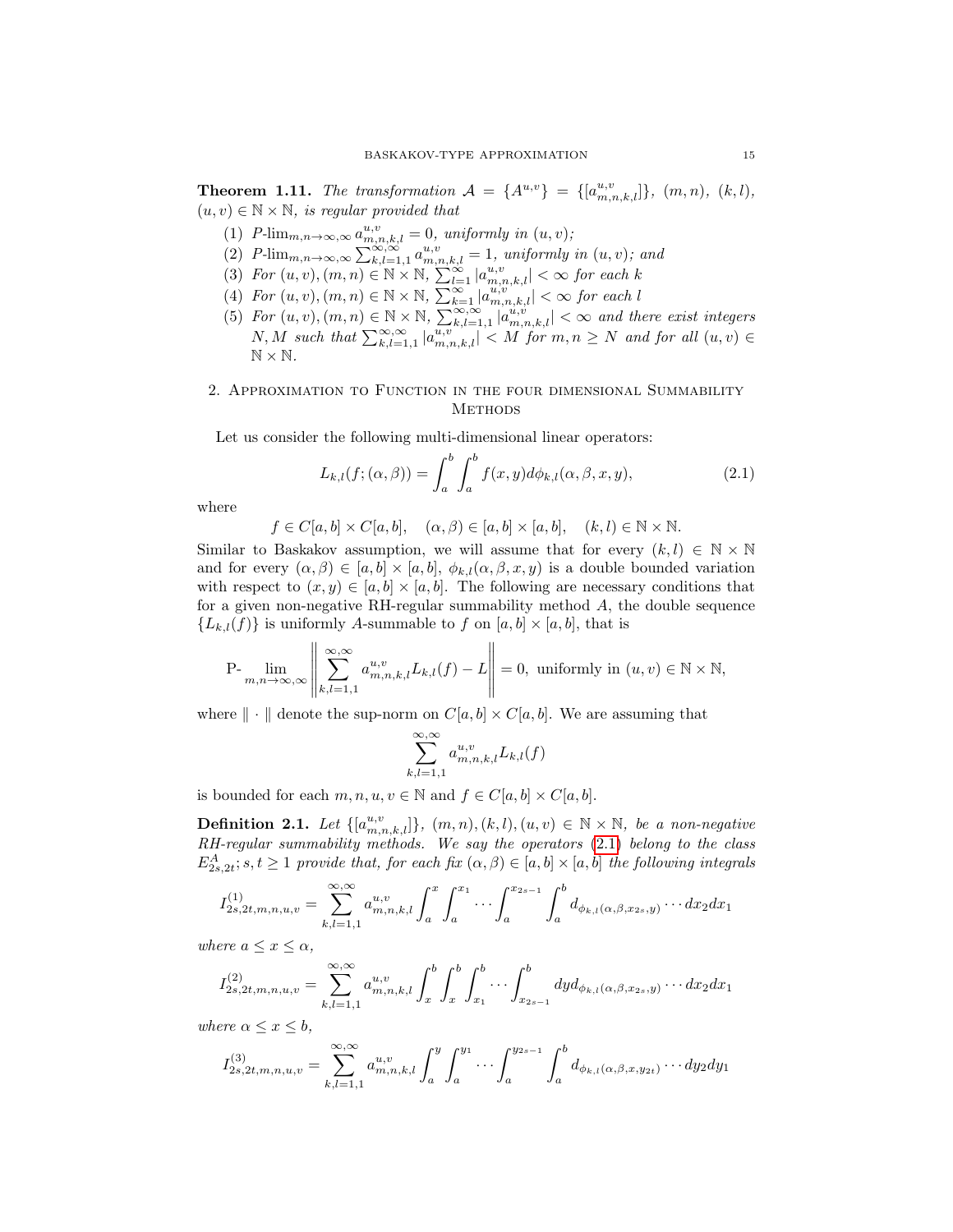**Theorem 1.11.** *The transformation $\mathcal{A} = \{A^{u,v}\} = \{[a^{u,v}_{m,n,k,l}]\}$, $(m,n)$, $(k,l)$, $(u,v) \in \mathbb{N} \times \mathbb{N}$, is regular provided that*

1. *$P$-$\lim_{m,n\to\infty,\infty} a^{u,v}_{m,n,k,l} = 0$, uniformly in $(u,v)$;*
2. *$P$-$\lim_{m,n\to\infty,\infty} \sum_{k,l=1,1}^{\infty,\infty} a^{u,v}_{m,n,k,l} = 1$, uniformly in $(u,v)$; and*
3. *For $(u,v),(m,n) \in \mathbb{N}\times\mathbb{N}$, $\sum_{l=1}^{\infty} |a^{u,v}_{m,n,k,l}| < \infty$ for each $k$*
4. *For $(u,v),(m,n) \in \mathbb{N}\times\mathbb{N}$, $\sum_{k=1}^{\infty} |a^{u,v}_{m,n,k,l}| < \infty$ for each $l$*
5. *For $(u,v),(m,n) \in \mathbb{N}\times\mathbb{N}$, $\sum_{k,l=1,1}^{\infty,\infty} |a^{u,v}_{m,n,k,l}| < \infty$ and there exist integers $N, M$ such that $\sum_{k,l=1,1}^{\infty,\infty} |a^{u,v}_{m,n,k,l}| < M$ for $m,n \geq N$ and for all $(u,v) \in \mathbb{N}\times\mathbb{N}$.*

## 2. Approximation to Function in the four dimensional Summability Methods

Let us consider the following multi-dimensional linear operators:

$$L_{k,l}(f;(\alpha,\beta)) = \int_a^b \int_a^b f(x,y)d\phi_{k,l}(\alpha,\beta,x,y), \tag{2.1}$$

where

$$f \in C[a,b]\times C[a,b], \quad (\alpha,\beta)\in[a,b]\times[a,b], \quad (k,l)\in\mathbb{N}\times\mathbb{N}.$$

Similar to Baskakov assumption, we will assume that for every $(k,l) \in \mathbb{N}\times\mathbb{N}$ and for every $(\alpha,\beta)\in[a,b]\times[a,b]$, $\phi_{k,l}(\alpha,\beta,x,y)$ is a double bounded variation with respect to $(x,y)\in[a,b]\times[a,b]$. The following are necessary conditions that for a given non-negative RH-regular summability method $A$, the double sequence $\{L_{k,l}(f)\}$ is uniformly $A$-summable to $f$ on $[a,b]\times[a,b]$, that is

$$\text{P-}\lim_{m,n\to\infty,\infty}\left\|\sum_{k,l=1,1}^{\infty,\infty} a^{u,v}_{m,n,k,l}L_{k,l}(f) - L\right\| = 0, \text{ uniformly in } (u,v)\in\mathbb{N}\times\mathbb{N},$$

where $\|\cdot\|$ denote the sup-norm on $C[a,b]\times C[a,b]$. We are assuming that

$$\sum_{k,l=1,1}^{\infty,\infty} a^{u,v}_{m,n,k,l}L_{k,l}(f)$$

is bounded for each $m,n,u,v\in\mathbb{N}$ and $f\in C[a,b]\times C[a,b]$.

**Definition 2.1.** *Let $\{[a^{u,v}_{m,n,k,l}]\}$, $(m,n),(k,l),(u,v)\in\mathbb{N}\times\mathbb{N}$, be a non-negative RH-regular summability methods. We say the operators (2.1) belong to the class $E^A_{2s,2t}; s,t \geq 1$ provide that, for each fix $(\alpha,\beta)\in[a,b]\times[a,b]$ the following integrals*

$$I^{(1)}_{2s,2t,m,n,u,v} = \sum_{k,l=1,1}^{\infty,\infty} a^{u,v}_{m,n,k,l}\int_a^x\int_a^{x_1}\cdots\int_a^{x_{2s-1}}\int_a^b d_{\phi_{k,l}(\alpha,\beta,x_{2s},y)}\cdots dx_2dx_1$$

*where $a\leq x\leq\alpha$,*

$$I^{(2)}_{2s,2t,m,n,u,v} = \sum_{k,l=1,1}^{\infty,\infty} a^{u,v}_{m,n,k,l}\int_x^b\int_x^b\int_{x_1}^b\cdots\int_{x_{2s-1}}^b dy d_{\phi_{k,l}(\alpha,\beta,x_{2s},y)}\cdots dx_2dx_1$$

*where $\alpha\leq x\leq b$,*

$$I^{(3)}_{2s,2t,m,n,u,v} = \sum_{k,l=1,1}^{\infty,\infty} a^{u,v}_{m,n,k,l}\int_a^y\int_a^{y_1}\cdots\int_a^{y_{2s-1}}\int_a^b d_{\phi_{k,l}(\alpha,\beta,x,y_{2t})}\cdots dy_2dy_1$$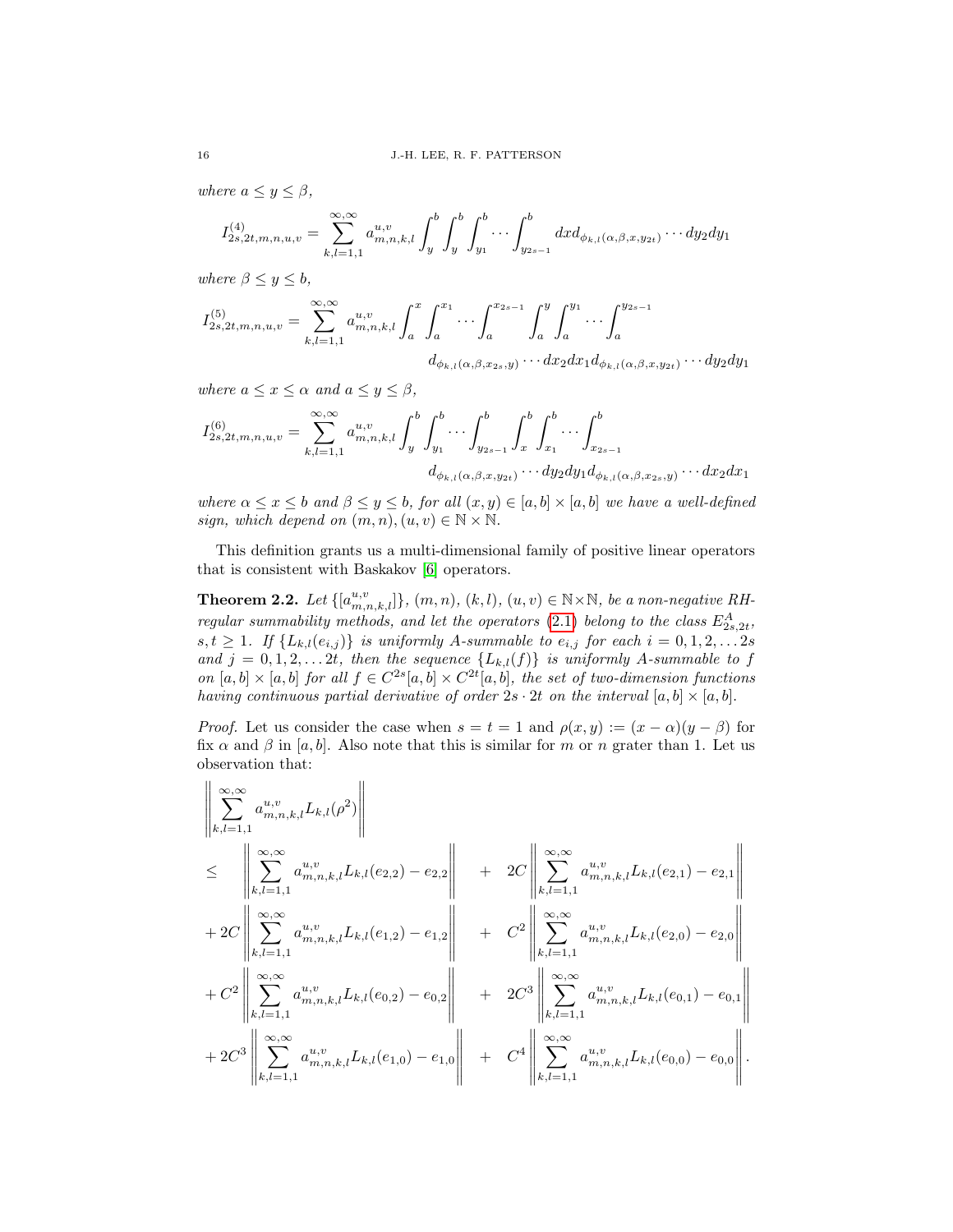*where* $a \leq y \leq \beta$,

$$I^{(4)}_{2s,2t,m,n,u,v} = \sum_{k,l=1,1}^{\infty,\infty} a^{u,v}_{m,n,k,l} \int_y^b \int_y^b \int_{y_1}^b \cdots \int_{y_{2s-1}}^b dx d_{\phi_{k,l}(\alpha,\beta,x,y_{2t})} \cdots dy_2 dy_1$$

*where* $\beta \leq y \leq b$,

$$I^{(5)}_{2s,2t,m,n,u,v} = \sum_{k,l=1,1}^{\infty,\infty} a^{u,v}_{m,n,k,l} \int_a^x \int_a^{x_1} \cdots \int_a^{x_{2s-1}} \int_a^y \int_a^{y_1} \cdots \int_a^{y_{2s-1}} d_{\phi_{k,l}(\alpha,\beta,x_{2s},y)} \cdots dx_2 dx_1 d_{\phi_{k,l}(\alpha,\beta,x,y_{2t})} \cdots dy_2 dy_1$$

*where* $a \leq x \leq \alpha$ *and* $a \leq y \leq \beta$,

$$I^{(6)}_{2s,2t,m,n,u,v} = \sum_{k,l=1,1}^{\infty,\infty} a^{u,v}_{m,n,k,l} \int_y^b \int_{y_1}^b \cdots \int_{y_{2s-1}}^b \int_x^b \int_{x_1}^b \cdots \int_{x_{2s-1}}^b d_{\phi_{k,l}(\alpha,\beta,x,y_{2t})} \cdots dy_2 dy_1 d_{\phi_{k,l}(\alpha,\beta,x_{2s},y)} \cdots dx_2 dx_1$$

*where* $\alpha \leq x \leq b$ *and* $\beta \leq y \leq b$, *for all* $(x, y) \in [a, b] \times [a, b]$ *we have a well-defined sign, which depend on* $(m, n), (u, v) \in \mathbb{N} \times \mathbb{N}$.

This definition grants us a multi-dimensional family of positive linear operators that is consistent with Baskakov [6] operators.

**Theorem 2.2.** *Let* $\{[a^{u,v}_{m,n,k,l}]\}$, $(m, n)$, $(k, l)$, $(u, v) \in \mathbb{N}\times\mathbb{N}$, *be a non-negative RH-regular summability methods, and let the operators* (2.1) *belong to the class* $E^A_{2s,2t}$, $s, t \geq 1$. *If* $\{L_{k,l}(e_{i,j})\}$ *is uniformly A-summable to* $e_{i,j}$ *for each* $i = 0, 1, 2, \ldots 2s$ *and* $j = 0, 1, 2, \ldots 2t$, *then the sequence* $\{L_{k,l}(f)\}$ *is uniformly A-summable to* $f$ *on* $[a, b] \times [a, b]$ *for all* $f \in C^{2s}[a, b] \times C^{2t}[a, b]$, *the set of two-dimension functions having continuous partial derivative of order* $2s \cdot 2t$ *on the interval* $[a, b] \times [a, b]$.

*Proof.* Let us consider the case when $s = t = 1$ and $\rho(x, y) := (x - \alpha)(y - \beta)$ for fix $\alpha$ and $\beta$ in $[a, b]$. Also note that this is similar for $m$ or $n$ grater than 1. Let us observation that:

$$\begin{aligned}
&\left\| \sum_{k,l=1,1}^{\infty,\infty} a^{u,v}_{m,n,k,l} L_{k,l}(\rho^2) \right\| \\
\leq \quad & \left\| \sum_{k,l=1,1}^{\infty,\infty} a^{u,v}_{m,n,k,l} L_{k,l}(e_{2,2}) - e_{2,2} \right\| \quad + \quad 2C \left\| \sum_{k,l=1,1}^{\infty,\infty} a^{u,v}_{m,n,k,l} L_{k,l}(e_{2,1}) - e_{2,1} \right\| \\
+\, 2C & \left\| \sum_{k,l=1,1}^{\infty,\infty} a^{u,v}_{m,n,k,l} L_{k,l}(e_{1,2}) - e_{1,2} \right\| \quad + \quad C^2 \left\| \sum_{k,l=1,1}^{\infty,\infty} a^{u,v}_{m,n,k,l} L_{k,l}(e_{2,0}) - e_{2,0} \right\| \\
+\, C^2 & \left\| \sum_{k,l=1,1}^{\infty,\infty} a^{u,v}_{m,n,k,l} L_{k,l}(e_{0,2}) - e_{0,2} \right\| \quad + \quad 2C^3 \left\| \sum_{k,l=1,1}^{\infty,\infty} a^{u,v}_{m,n,k,l} L_{k,l}(e_{0,1}) - e_{0,1} \right\| \\
+\, 2C^3 & \left\| \sum_{k,l=1,1}^{\infty,\infty} a^{u,v}_{m,n,k,l} L_{k,l}(e_{1,0}) - e_{1,0} \right\| \quad + \quad C^4 \left\| \sum_{k,l=1,1}^{\infty,\infty} a^{u,v}_{m,n,k,l} L_{k,l}(e_{0,0}) - e_{0,0} \right\|.
\end{aligned}$$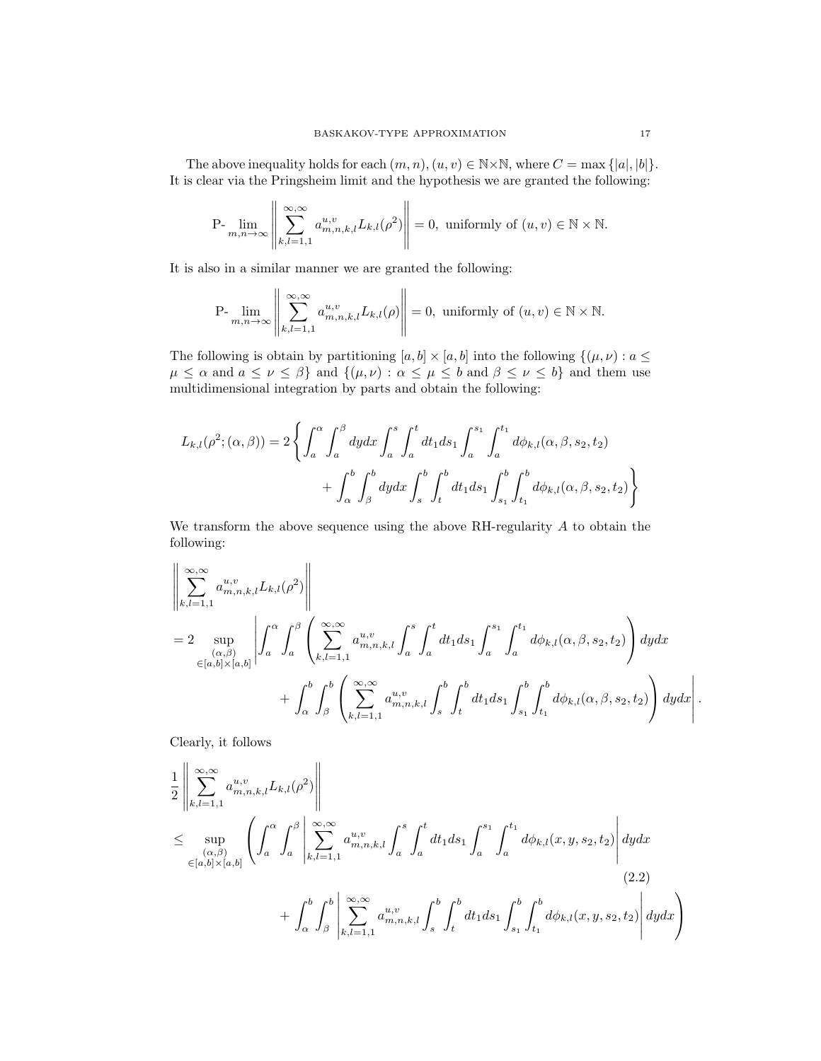The above inequality holds for each $(m, n), (u, v) \in \mathbb{N}\times\mathbb{N}$, where $C = \max\{|a|, |b|\}$. It is clear via the Pringsheim limit and the hypothesis we are granted the following:

$$\text{P-}\lim_{m,n\to\infty}\left\|\sum_{k,l=1,1}^{\infty,\infty} a_{m,n,k,l}^{u,v} L_{k,l}(\rho^2)\right\| = 0, \text{ uniformly of } (u,v) \in \mathbb{N}\times\mathbb{N}.$$

It is also in a similar manner we are granted the following:

$$\text{P-}\lim_{m,n\to\infty}\left\|\sum_{k,l=1,1}^{\infty,\infty} a_{m,n,k,l}^{u,v} L_{k,l}(\rho)\right\| = 0, \text{ uniformly of } (u,v) \in \mathbb{N}\times\mathbb{N}.$$

The following is obtain by partitioning $[a,b]\times[a,b]$ into the following $\{(\mu,\nu) : a \leq \mu \leq \alpha \text{ and } a \leq \nu \leq \beta\}$ and $\{(\mu,\nu) : \alpha \leq \mu \leq b \text{ and } \beta \leq \nu \leq b\}$ and them use multidimensional integration by parts and obtain the following:

$$\begin{aligned}
L_{k,l}(\rho^2;(\alpha,\beta)) = 2\Bigg\{&\int_a^\alpha\int_a^\beta dydx\int_a^s\int_a^t dt_1ds_1\int_a^{s_1}\int_a^{t_1} d\phi_{k,l}(\alpha,\beta,s_2,t_2)\\
&+\int_\alpha^b\int_\beta^b dydx\int_s^b\int_t^b dt_1ds_1\int_{s_1}^b\int_{t_1}^b d\phi_{k,l}(\alpha,\beta,s_2,t_2)\Bigg\}
\end{aligned}$$

We transform the above sequence using the above RH-regularity $A$ to obtain the following:

$$\begin{aligned}
&\left\|\sum_{k,l=1,1}^{\infty,\infty} a_{m,n,k,l}^{u,v} L_{k,l}(\rho^2)\right\|\\
&= 2\sup_{\substack{(\alpha,\beta)\\ \in[a,b]\times[a,b]}}\Bigg|\int_a^\alpha\int_a^\beta\left(\sum_{k,l=1,1}^{\infty,\infty} a_{m,n,k,l}^{u,v}\int_a^s\int_a^t dt_1ds_1\int_a^{s_1}\int_a^{t_1} d\phi_{k,l}(\alpha,\beta,s_2,t_2)\right)dydx\\
&\qquad+\int_\alpha^b\int_\beta^b\left(\sum_{k,l=1,1}^{\infty,\infty} a_{m,n,k,l}^{u,v}\int_s^b\int_t^b dt_1ds_1\int_{s_1}^b\int_{t_1}^b d\phi_{k,l}(\alpha,\beta,s_2,t_2)\right)dydx\Bigg|.
\end{aligned}$$

Clearly, it follows

$$\begin{aligned}
&\frac{1}{2}\left\|\sum_{k,l=1,1}^{\infty,\infty} a_{m,n,k,l}^{u,v} L_{k,l}(\rho^2)\right\|\\
&\leq \sup_{\substack{(\alpha,\beta)\\ \in[a,b]\times[a,b]}}\Bigg(\int_a^\alpha\int_a^\beta\left|\sum_{k,l=1,1}^{\infty,\infty} a_{m,n,k,l}^{u,v}\int_a^s\int_a^t dt_1ds_1\int_a^{s_1}\int_a^{t_1} d\phi_{k,l}(x,y,s_2,t_2)\right|dydx\\
&\qquad+\int_\alpha^b\int_\beta^b\left|\sum_{k,l=1,1}^{\infty,\infty} a_{m,n,k,l}^{u,v}\int_s^b\int_t^b dt_1ds_1\int_{s_1}^b\int_{t_1}^b d\phi_{k,l}(x,y,s_2,t_2)\right|dydx\Bigg)
\end{aligned} \tag{2.2}$$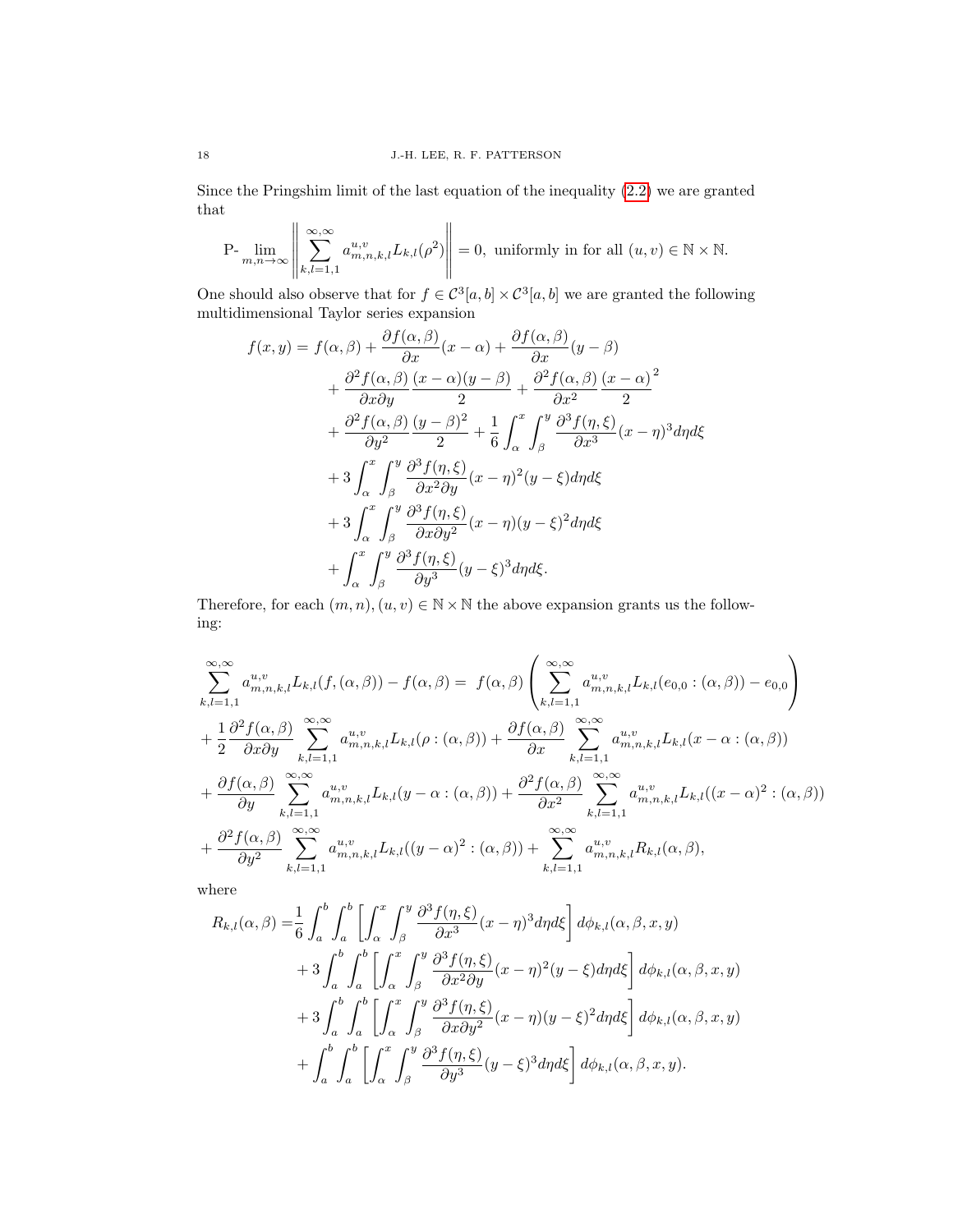Since the Pringshim limit of the last equation of the inequality (2.2) we are granted that

$$\text{P-}\lim_{m,n\to\infty}\left\|\sum_{k,l=1,1}^{\infty,\infty} a_{m,n,k,l}^{u,v} L_{k,l}(\rho^2)\right\| = 0, \text{ uniformly in for all } (u,v)\in\mathbb{N}\times\mathbb{N}.$$

One should also observe that for $f\in\mathcal{C}^3[a,b]\times\mathcal{C}^3[a,b]$ we are granted the following multidimensional Taylor series expansion

$$\begin{aligned}
f(x,y) = {} & f(\alpha,\beta) + \frac{\partial f(\alpha,\beta)}{\partial x}(x-\alpha) + \frac{\partial f(\alpha,\beta)}{\partial x}(y-\beta) \\
& + \frac{\partial^2 f(\alpha,\beta)}{\partial x\partial y}\frac{(x-\alpha)(y-\beta)}{2} + \frac{\partial^2 f(\alpha,\beta)}{\partial x^2}\frac{(x-\alpha)^2}{2} \\
& + \frac{\partial^2 f(\alpha,\beta)}{\partial y^2}\frac{(y-\beta)^2}{2} + \frac{1}{6}\int_\alpha^x\int_\beta^y \frac{\partial^3 f(\eta,\xi)}{\partial x^3}(x-\eta)^3 d\eta d\xi \\
& + 3\int_\alpha^x\int_\beta^y \frac{\partial^3 f(\eta,\xi)}{\partial x^2\partial y}(x-\eta)^2(y-\xi) d\eta d\xi \\
& + 3\int_\alpha^x\int_\beta^y \frac{\partial^3 f(\eta,\xi)}{\partial x\partial y^2}(x-\eta)(y-\xi)^2 d\eta d\xi \\
& + \int_\alpha^x\int_\beta^y \frac{\partial^3 f(\eta,\xi)}{\partial y^3}(y-\xi)^3 d\eta d\xi.
\end{aligned}$$

Therefore, for each $(m,n),(u,v)\in\mathbb{N}\times\mathbb{N}$ the above expansion grants us the following:

$$\begin{aligned}
&\sum_{k,l=1,1}^{\infty,\infty} a_{m,n,k,l}^{u,v} L_{k,l}(f,(\alpha,\beta)) - f(\alpha,\beta) = f(\alpha,\beta)\left(\sum_{k,l=1,1}^{\infty,\infty} a_{m,n,k,l}^{u,v} L_{k,l}(e_{0,0}:(\alpha,\beta)) - e_{0,0}\right) \\
&+ \frac{1}{2}\frac{\partial^2 f(\alpha,\beta)}{\partial x\partial y}\sum_{k,l=1,1}^{\infty,\infty} a_{m,n,k,l}^{u,v} L_{k,l}(\rho:(\alpha,\beta)) + \frac{\partial f(\alpha,\beta)}{\partial x}\sum_{k,l=1,1}^{\infty,\infty} a_{m,n,k,l}^{u,v} L_{k,l}(x-\alpha:(\alpha,\beta)) \\
&+ \frac{\partial f(\alpha,\beta)}{\partial y}\sum_{k,l=1,1}^{\infty,\infty} a_{m,n,k,l}^{u,v} L_{k,l}(y-\alpha:(\alpha,\beta)) + \frac{\partial^2 f(\alpha,\beta)}{\partial x^2}\sum_{k,l=1,1}^{\infty,\infty} a_{m,n,k,l}^{u,v} L_{k,l}((x-\alpha)^2:(\alpha,\beta)) \\
&+ \frac{\partial^2 f(\alpha,\beta)}{\partial y^2}\sum_{k,l=1,1}^{\infty,\infty} a_{m,n,k,l}^{u,v} L_{k,l}((y-\alpha)^2:(\alpha,\beta)) + \sum_{k,l=1,1}^{\infty,\infty} a_{m,n,k,l}^{u,v} R_{k,l}(\alpha,\beta),
\end{aligned}$$

where

$$\begin{aligned}
R_{k,l}(\alpha,\beta) = {} & \frac{1}{6}\int_a^b\int_a^b\left[\int_\alpha^x\int_\beta^y \frac{\partial^3 f(\eta,\xi)}{\partial x^3}(x-\eta)^3 d\eta d\xi\right] d\phi_{k,l}(\alpha,\beta,x,y) \\
& + 3\int_a^b\int_a^b\left[\int_\alpha^x\int_\beta^y \frac{\partial^3 f(\eta,\xi)}{\partial x^2\partial y}(x-\eta)^2(y-\xi) d\eta d\xi\right] d\phi_{k,l}(\alpha,\beta,x,y) \\
& + 3\int_a^b\int_a^b\left[\int_\alpha^x\int_\beta^y \frac{\partial^3 f(\eta,\xi)}{\partial x\partial y^2}(x-\eta)(y-\xi)^2 d\eta d\xi\right] d\phi_{k,l}(\alpha,\beta,x,y) \\
& + \int_a^b\int_a^b\left[\int_\alpha^x\int_\beta^y \frac{\partial^3 f(\eta,\xi)}{\partial y^3}(y-\xi)^3 d\eta d\xi\right] d\phi_{k,l}(\alpha,\beta,x,y).
\end{aligned}$$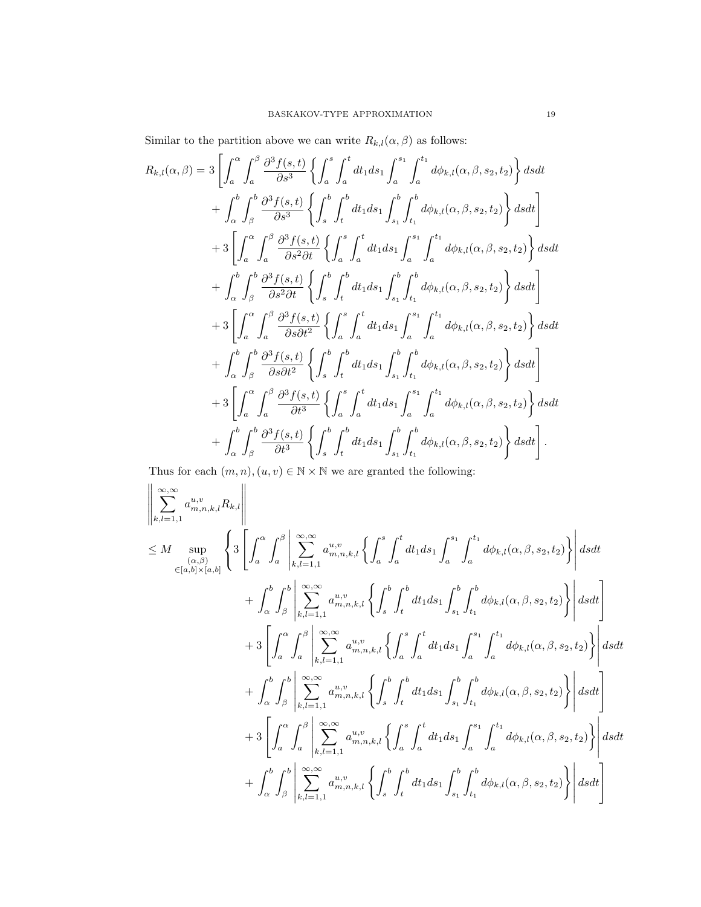Similar to the partition above we can write $R_{k,l}(\alpha,\beta)$ as follows:

$$
\begin{aligned}
R_{k,l}(\alpha,\beta) = 3 \Bigg[ & \int_a^\alpha \int_a^\beta \frac{\partial^3 f(s,t)}{\partial s^3} \left\{ \int_a^s \int_a^t dt_1 ds_1 \int_a^{s_1} \int_a^{t_1} d\phi_{k,l}(\alpha,\beta,s_2,t_2) \right\} dsdt \\
& + \int_\alpha^b \int_\beta^b \frac{\partial^3 f(s,t)}{\partial s^3} \left\{ \int_s^b \int_t^b dt_1 ds_1 \int_{s_1}^b \int_{t_1}^b d\phi_{k,l}(\alpha,\beta,s_2,t_2) \right\} dsdt \Bigg] \\
& + 3 \Bigg[ \int_a^\alpha \int_a^\beta \frac{\partial^3 f(s,t)}{\partial s^2 \partial t} \left\{ \int_a^s \int_a^t dt_1 ds_1 \int_a^{s_1} \int_a^{t_1} d\phi_{k,l}(\alpha,\beta,s_2,t_2) \right\} dsdt \\
& + \int_\alpha^b \int_\beta^b \frac{\partial^3 f(s,t)}{\partial s^2 \partial t} \left\{ \int_s^b \int_t^b dt_1 ds_1 \int_{s_1}^b \int_{t_1}^b d\phi_{k,l}(\alpha,\beta,s_2,t_2) \right\} dsdt \Bigg] \\
& + 3 \Bigg[ \int_a^\alpha \int_a^\beta \frac{\partial^3 f(s,t)}{\partial s \partial t^2} \left\{ \int_a^s \int_a^t dt_1 ds_1 \int_a^{s_1} \int_a^{t_1} d\phi_{k,l}(\alpha,\beta,s_2,t_2) \right\} dsdt \\
& + \int_\alpha^b \int_\beta^b \frac{\partial^3 f(s,t)}{\partial s \partial t^2} \left\{ \int_s^b \int_t^b dt_1 ds_1 \int_{s_1}^b \int_{t_1}^b d\phi_{k,l}(\alpha,\beta,s_2,t_2) \right\} dsdt \Bigg] \\
& + 3 \Bigg[ \int_a^\alpha \int_a^\beta \frac{\partial^3 f(s,t)}{\partial t^3} \left\{ \int_a^s \int_a^t dt_1 ds_1 \int_a^{s_1} \int_a^{t_1} d\phi_{k,l}(\alpha,\beta,s_2,t_2) \right\} dsdt \\
& + \int_\alpha^b \int_\beta^b \frac{\partial^3 f(s,t)}{\partial t^3} \left\{ \int_s^b \int_t^b dt_1 ds_1 \int_{s_1}^b \int_{t_1}^b d\phi_{k,l}(\alpha,\beta,s_2,t_2) \right\} dsdt \Bigg].
\end{aligned}
$$

Thus for each $(m,n),(u,v) \in \mathbb{N} \times \mathbb{N}$ we are granted the following:

$$
\begin{aligned}
& \left\| \sum_{k,l=1,1}^{\infty,\infty} a_{m,n,k,l}^{u,v} R_{k,l} \right\| \\
& \leq M \sup_{\substack{(\alpha,\beta) \\ \in [a,b]\times[a,b]}} \Bigg\{ 3 \Bigg[ \int_a^\alpha \int_a^\beta \left| \sum_{k,l=1,1}^{\infty,\infty} a_{m,n,k,l}^{u,v} \left\{ \int_a^s \int_a^t dt_1 ds_1 \int_a^{s_1} \int_a^{t_1} d\phi_{k,l}(\alpha,\beta,s_2,t_2) \right\} \right| dsdt \\
& \qquad + \int_\alpha^b \int_\beta^b \left| \sum_{k,l=1,1}^{\infty,\infty} a_{m,n,k,l}^{u,v} \left\{ \int_s^b \int_t^b dt_1 ds_1 \int_{s_1}^b \int_{t_1}^b d\phi_{k,l}(\alpha,\beta,s_2,t_2) \right\} \right| dsdt \Bigg] \\
& \qquad + 3 \Bigg[ \int_a^\alpha \int_a^\beta \left| \sum_{k,l=1,1}^{\infty,\infty} a_{m,n,k,l}^{u,v} \left\{ \int_a^s \int_a^t dt_1 ds_1 \int_a^{s_1} \int_a^{t_1} d\phi_{k,l}(\alpha,\beta,s_2,t_2) \right\} \right| dsdt \\
& \qquad + \int_\alpha^b \int_\beta^b \left| \sum_{k,l=1,1}^{\infty,\infty} a_{m,n,k,l}^{u,v} \left\{ \int_s^b \int_t^b dt_1 ds_1 \int_{s_1}^b \int_{t_1}^b d\phi_{k,l}(\alpha,\beta,s_2,t_2) \right\} \right| dsdt \Bigg] \\
& \qquad + 3 \Bigg[ \int_a^\alpha \int_a^\beta \left| \sum_{k,l=1,1}^{\infty,\infty} a_{m,n,k,l}^{u,v} \left\{ \int_a^s \int_a^t dt_1 ds_1 \int_a^{s_1} \int_a^{t_1} d\phi_{k,l}(\alpha,\beta,s_2,t_2) \right\} \right| dsdt \\
& \qquad + \int_\alpha^b \int_\beta^b \left| \sum_{k,l=1,1}^{\infty,\infty} a_{m,n,k,l}^{u,v} \left\{ \int_s^b \int_t^b dt_1 ds_1 \int_{s_1}^b \int_{t_1}^b d\phi_{k,l}(\alpha,\beta,s_2,t_2) \right\} \right| dsdt \Bigg]
\end{aligned}
$$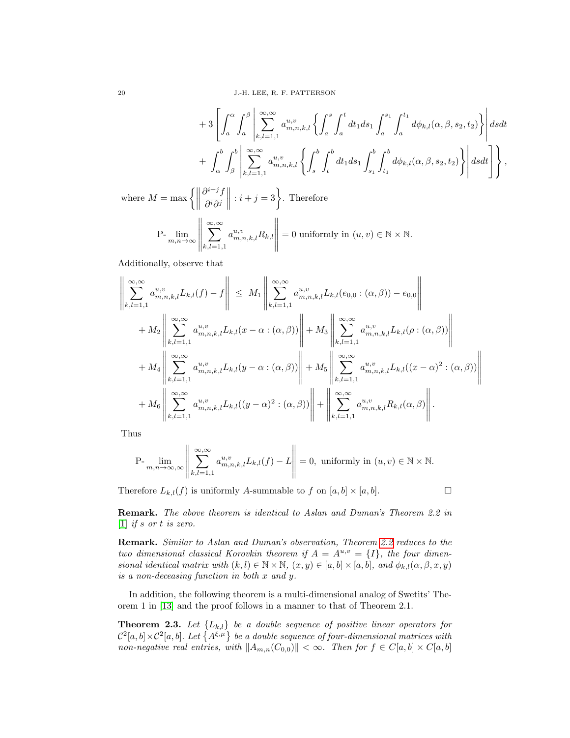$$
+ 3 \left[ \int_a^\alpha \int_a^\beta \left| \sum_{k,l=1,1}^{\infty,\infty} a_{m,n,k,l}^{u,v} \left\{ \int_a^s \int_a^t dt_1 ds_1 \int_a^{s_1} \int_a^{t_1} d\phi_{k,l}(\alpha, \beta, s_2, t_2) \right\} \right| dsdt \right.
$$

$$
\left. + \int_\alpha^b \int_\beta^b \left| \sum_{k,l=1,1}^{\infty,\infty} a_{m,n,k,l}^{u,v} \left\{ \int_s^b \int_t^b dt_1 ds_1 \int_{s_1}^b \int_{t_1}^b d\phi_{k,l}(\alpha, \beta, s_2, t_2) \right\} \right| dsdt \right] \Bigg\},
$$

where $M = \max \left\{ \left\| \frac{\partial^{i+j} f}{\partial^i \partial^j} \right\| : i + j = 3 \right\}$. Therefore

$$
\text{P-} \lim_{m,n \to \infty} \left\| \sum_{k,l=1,1}^{\infty,\infty} a_{m,n,k,l}^{u,v} R_{k,l} \right\| = 0 \text{ uniformly in } (u, v) \in \mathbb{N} \times \mathbb{N}.
$$

Additionally, observe that

$$
\left\| \sum_{k,l=1,1}^{\infty,\infty} a_{m,n,k,l}^{u,v} L_{k,l}(f) - f \right\| \leq M_1 \left\| \sum_{k,l=1,1}^{\infty,\infty} a_{m,n,k,l}^{u,v} L_{k,l}(e_{0,0} : (\alpha, \beta)) - e_{0,0} \right\|
$$

$$
+ M_2 \left\| \sum_{k,l=1,1}^{\infty,\infty} a_{m,n,k,l}^{u,v} L_{k,l}(x - \alpha : (\alpha, \beta)) \right\| + M_3 \left\| \sum_{k,l=1,1}^{\infty,\infty} a_{m,n,k,l}^{u,v} L_{k,l}(\rho : (\alpha, \beta)) \right\|
$$

$$
+ M_4 \left\| \sum_{k,l=1,1}^{\infty,\infty} a_{m,n,k,l}^{u,v} L_{k,l}(y - \alpha : (\alpha, \beta)) \right\| + M_5 \left\| \sum_{k,l=1,1}^{\infty,\infty} a_{m,n,k,l}^{u,v} L_{k,l}((x - \alpha)^2 : (\alpha, \beta)) \right\|
$$

$$
+ M_6 \left\| \sum_{k,l=1,1}^{\infty,\infty} a_{m,n,k,l}^{u,v} L_{k,l}((y - \alpha)^2 : (\alpha, \beta)) \right\| + \left\| \sum_{k,l=1,1}^{\infty,\infty} a_{m,n,k,l}^{u,v} R_{k,l}(\alpha, \beta) \right\|.
$$

Thus

$$
\text{P-} \lim_{m,n \to \infty,\infty} \left\| \sum_{k,l=1,1}^{\infty,\infty} a_{m,n,k,l}^{u,v} L_{k,l}(f) - L \right\| = 0, \text{ uniformly in } (u, v) \in \mathbb{N} \times \mathbb{N}.
$$

Therefore $L_{k,l}(f)$ is uniformly $A$-summable to $f$ on $[a, b] \times [a, b]$. □

**Remark.** *The above theorem is identical to Aslan and Duman's Theorem 2.2 in [1] if $s$ or $t$ is zero.*

**Remark.** *Similar to Aslan and Duman's observation, Theorem 2.2 reduces to the two dimensional classical Korovkin theorem if $A = A^{u,v} = \{I\}$, the four dimensional identical matrix with $(k, l) \in \mathbb{N} \times \mathbb{N}$, $(x, y) \in [a, b] \times [a, b]$, and $\phi_{k,l}(\alpha, \beta, x, y)$ is a non-deceasing function in both $x$ and $y$.*

In addition, the following theorem is a multi-dimensional analog of Swetits' Theorem 1 in [13] and the proof follows in a manner to that of Theorem 2.1.

**Theorem 2.3.** *Let $\{L_{k,l}\}$ be a double sequence of positive linear operators for $\mathcal{C}^2[a, b] \times \mathcal{C}^2[a, b]$. Let $\{A^{\xi,\mu}\}$ be a double sequence of four-dimensional matrices with non-negative real entries, with $\|A_{m,n}(C_{0,0})\| < \infty$. Then for $f \in C[a, b] \times C[a, b]$*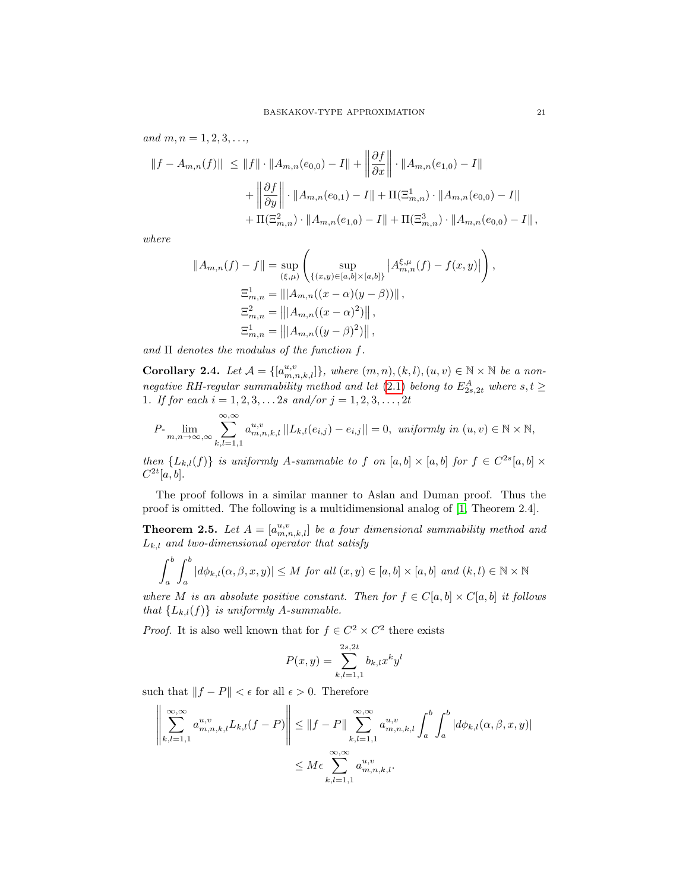*and* $m, n = 1, 2, 3, \ldots,$

$$
\begin{aligned}
\|f - A_{m,n}(f)\| \; &\leq \|f\| \cdot \|A_{m,n}(e_{0,0}) - I\| + \left\| \frac{\partial f}{\partial x} \right\| \cdot \|A_{m,n}(e_{1,0}) - I\| \\
&\quad + \left\| \frac{\partial f}{\partial y} \right\| \cdot \|A_{m,n}(e_{0,1}) - I\| + \Pi(\Xi^1_{m,n}) \cdot \|A_{m,n}(e_{0,0}) - I\| \\
&\quad + \Pi(\Xi^2_{m,n}) \cdot \|A_{m,n}(e_{1,0}) - I\| + \Pi(\Xi^3_{m,n}) \cdot \|A_{m,n}(e_{0,0}) - I\|,
\end{aligned}
$$

*where*

$$
\begin{aligned}
\|A_{m,n}(f) - f\| &= \sup_{(\xi,\mu)} \left( \sup_{\{(x,y)\in[a,b]\times[a,b]\}} \left| A^{\xi,\mu}_{m,n}(f) - f(x,y) \right| \right), \\
\Xi^1_{m,n} &= \| |A_{m,n}((x-\alpha)(y-\beta))\| , \\
\Xi^2_{m,n} &= \left\| |A_{m,n}((x-\alpha)^2) \right\|, \\
\Xi^1_{m,n} &= \left\| |A_{m,n}((y-\beta)^2) \right\|,
\end{aligned}
$$

*and* $\Pi$ *denotes the modulus of the function* $f$.

**Corollary 2.4.** *Let* $\mathcal{A} = \{[a^{u,v}_{m,n,k,l}]\}$*, where* $(m,n), (k,l), (u,v) \in \mathbb{N} \times \mathbb{N}$ *be a non-negative RH-regular summability method and let* (2.1) *belong to* $E^A_{2s,2t}$ *where* $s, t \geq 1$*. If for each* $i = 1, 2, 3, \ldots 2s$ *and/or* $j = 1, 2, 3, \ldots, 2t$

$$
P\text{-}\lim_{m,n\to\infty,\infty} \sum_{k,l=1,1}^{\infty,\infty} a^{u,v}_{m,n,k,l} \, ||L_{k,l}(e_{i,j}) - e_{i,j}|| = 0, \text{ uniformly in } (u,v) \in \mathbb{N} \times \mathbb{N},
$$

*then* $\{L_{k,l}(f)\}$ *is uniformly* $A$*-summable to* $f$ *on* $[a,b] \times [a,b]$ *for* $f \in C^{2s}[a,b] \times C^{2t}[a,b]$.

The proof follows in a similar manner to Aslan and Duman proof. Thus the proof is omitted. The following is a multidimensional analog of [1, Theorem 2.4].

**Theorem 2.5.** *Let* $A = [a^{u,v}_{m,n,k,l}]$ *be a four dimensional summability method and* $L_{k,l}$ *and two-dimensional operator that satisfy*

$$
\int_a^b \int_a^b |d\phi_{k,l}(\alpha, \beta, x, y)| \leq M \text{ for all } (x,y) \in [a,b] \times [a,b] \text{ and } (k,l) \in \mathbb{N} \times \mathbb{N}
$$

*where* $M$ *is an absolute positive constant. Then for* $f \in C[a,b] \times C[a,b]$ *it follows that* $\{L_{k,l}(f)\}$ *is uniformly* $A$*-summable.*

*Proof.* It is also well known that for $f \in C^2 \times C^2$ there exists

$$
P(x,y) = \sum_{k,l=1,1}^{2s,2t} b_{k,l} x^k y^l
$$

such that $\|f - P\| < \epsilon$ for all $\epsilon > 0$. Therefore

$$
\begin{aligned}
\left\| \sum_{k,l=1,1}^{\infty,\infty} a^{u,v}_{m,n,k,l} L_{k,l}(f - P) \right\| &\leq \|f - P\| \sum_{k,l=1,1}^{\infty,\infty} a^{u,v}_{m,n,k,l} \int_a^b \int_a^b |d\phi_{k,l}(\alpha, \beta, x, y)| \\
&\leq M\epsilon \sum_{k,l=1,1}^{\infty,\infty} a^{u,v}_{m,n,k,l}.
\end{aligned}
$$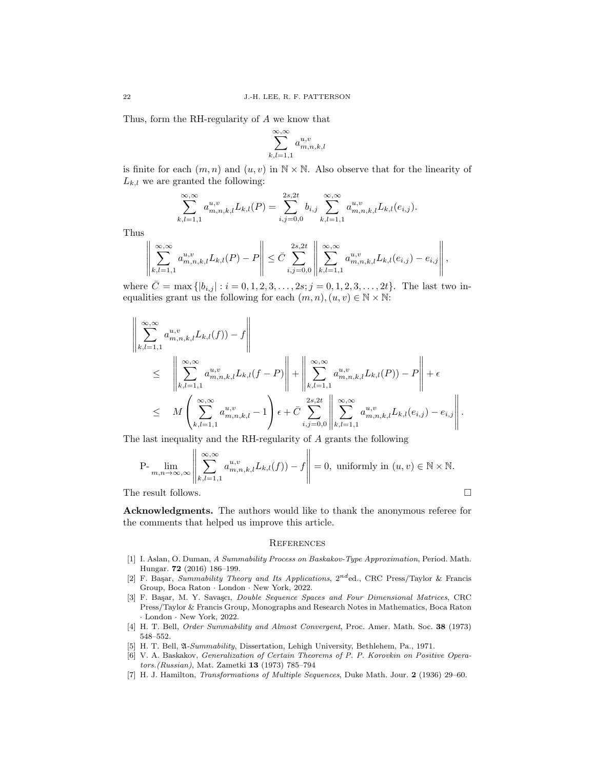Thus, form the RH-regularity of $A$ we know that

$$\sum_{k,l=1,1}^{\infty,\infty} a_{m,n,k,l}^{u,v}$$

is finite for each $(m,n)$ and $(u,v)$ in $\mathbb{N} \times \mathbb{N}$. Also observe that for the linearity of $L_{k,l}$ we are granted the following:

$$\sum_{k,l=1,1}^{\infty,\infty} a_{m,n,k,l}^{u,v} L_{k,l}(P) = \sum_{i,j=0,0}^{2s,2t} b_{i,j} \sum_{k,l=1,1}^{\infty,\infty} a_{m,n,k,l}^{u,v} L_{k,l}(e_{i,j}).$$

Thus

$$\left\| \sum_{k,l=1,1}^{\infty,\infty} a_{m,n,k,l}^{u,v} L_{k,l}(P) - P \right\| \leq \bar{C} \sum_{i,j=0,0}^{2s,2t} \left\| \sum_{k,l=1,1}^{\infty,\infty} a_{m,n,k,l}^{u,v} L_{k,l}(e_{i,j}) - e_{i,j} \right\|,$$

where $\bar{C} = \max\{|b_{i,j}| : i = 0,1,2,3,\ldots,2s; j = 0,1,2,3,\ldots,2t\}$. The last two inequalities grant us the following for each $(m,n),(u,v) \in \mathbb{N} \times \mathbb{N}$:

$$\begin{aligned}
&\left\| \sum_{k,l=1,1}^{\infty,\infty} a_{m,n,k,l}^{u,v} L_{k,l}(f)) - f \right\| \\
&\quad \leq \quad \left\| \sum_{k,l=1,1}^{\infty,\infty} a_{m,n,k,l}^{u,v} L_{k,l}(f - P) \right\| + \left\| \sum_{k,l=1,1}^{\infty,\infty} a_{m,n,k,l}^{u,v} L_{k,l}(P)) - P \right\| + \epsilon \\
&\quad \leq \quad M \left( \sum_{k,l=1,1}^{\infty,\infty} a_{m,n,k,l}^{u,v} - 1 \right) \epsilon + \bar{C} \sum_{i,j=0,0}^{2s,2t} \left\| \sum_{k,l=1,1}^{\infty,\infty} a_{m,n,k,l}^{u,v} L_{k,l}(e_{i,j}) - e_{i,j} \right\|.
\end{aligned}$$

The last inequality and the RH-regularity of $A$ grants the following

$$\text{P-}\lim_{m,n\to\infty,\infty} \left\| \sum_{k,l=1,1}^{\infty,\infty} a_{m,n,k,l}^{u,v} L_{k,l}(f)) - f \right\| = 0, \text{ uniformly in } (u,v) \in \mathbb{N} \times \mathbb{N}.$$

The result follows. □

**Acknowledgments.** The authors would like to thank the anonymous referee for the comments that helped us improve this article.

## References

[1] I. Aslan, O. Duman, *A Summability Process on Baskakov-Type Approximation*, Period. Math. Hungar. **72** (2016) 186–199.

[2] F. Başar, *Summability Theory and Its Applications*, $2^{nd}$ed., CRC Press/Taylor & Francis Group, Boca Raton · London · New York, 2022.

[3] F. Başar, M. Y. Savaşcı, *Double Sequence Spaces and Four Dimensional Matrices*, CRC Press/Taylor & Francis Group, Monographs and Research Notes in Mathematics, Boca Raton · London · New York, 2022.

[4] H. T. Bell, *Order Summability and Almost Convergent*, Proc. Amer. Math. Soc. **38** (1973) 548–552.

[5] H. T. Bell, *$\mathfrak{A}$-Summability*, Dissertation, Lehigh University, Bethlehem, Pa., 1971.

[6] V. A. Baskakov, *Generalization of Certain Theorems of P. P. Korovkin on Positive Operators.(Russian)*, Mat. Zametki **13** (1973) 785–794

[7] H. J. Hamilton, *Transformations of Multiple Sequences*, Duke Math. Jour. **2** (1936) 29–60.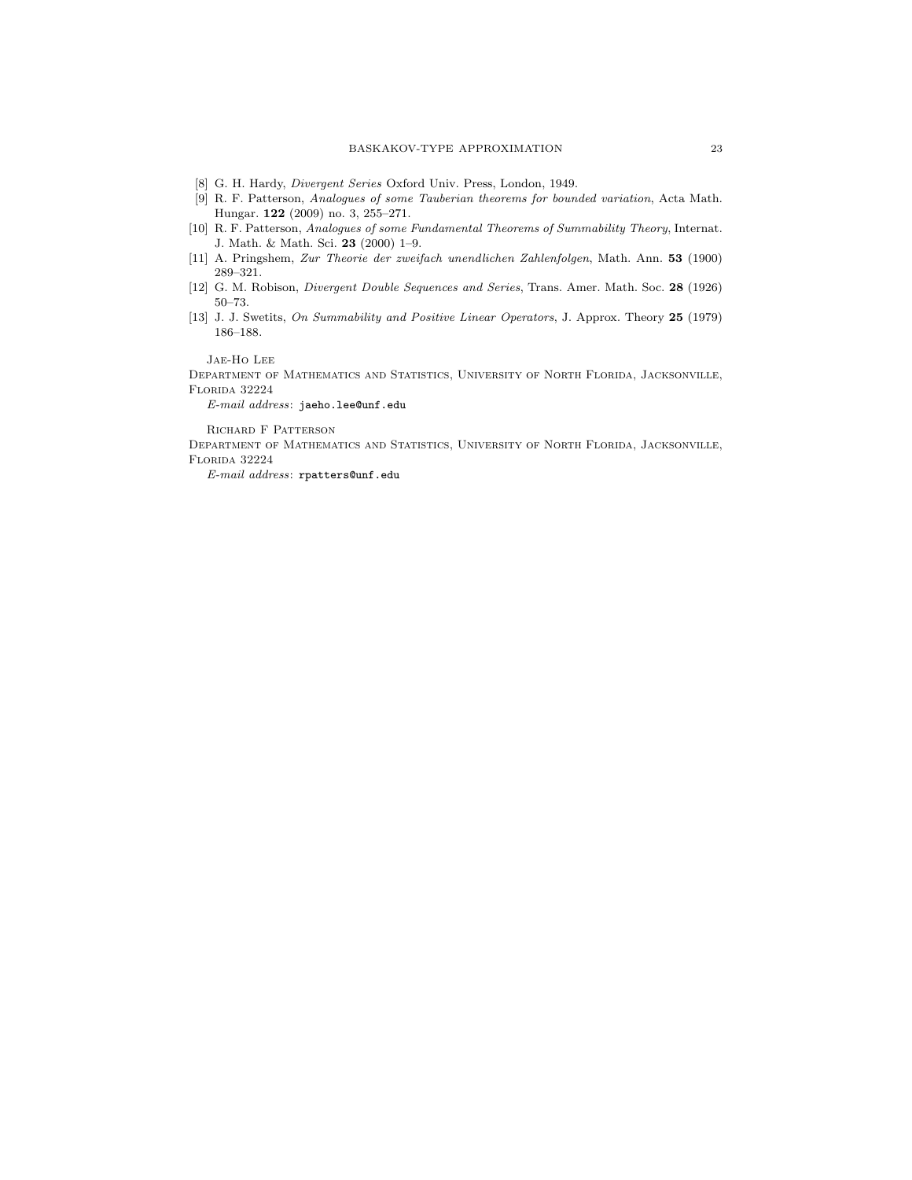[8] G. H. Hardy, *Divergent Series* Oxford Univ. Press, London, 1949.

[9] R. F. Patterson, *Analogues of some Tauberian theorems for bounded variation*, Acta Math. Hungar. **122** (2009) no. 3, 255–271.

[10] R. F. Patterson, *Analogues of some Fundamental Theorems of Summability Theory*, Internat. J. Math. & Math. Sci. **23** (2000) 1–9.

[11] A. Pringshem, *Zur Theorie der zweifach unendlichen Zahlenfolgen*, Math. Ann. **53** (1900) 289–321.

[12] G. M. Robison, *Divergent Double Sequences and Series*, Trans. Amer. Math. Soc. **28** (1926) 50–73.

[13] J. J. Swetits, *On Summability and Positive Linear Operators*, J. Approx. Theory **25** (1979) 186–188.

Jae-Ho Lee
Department of Mathematics and Statistics, University of North Florida, Jacksonville, Florida 32224

*E-mail address*: `jaeho.lee@unf.edu`

Richard F Patterson
Department of Mathematics and Statistics, University of North Florida, Jacksonville, Florida 32224

*E-mail address*: `rpatters@unf.edu`